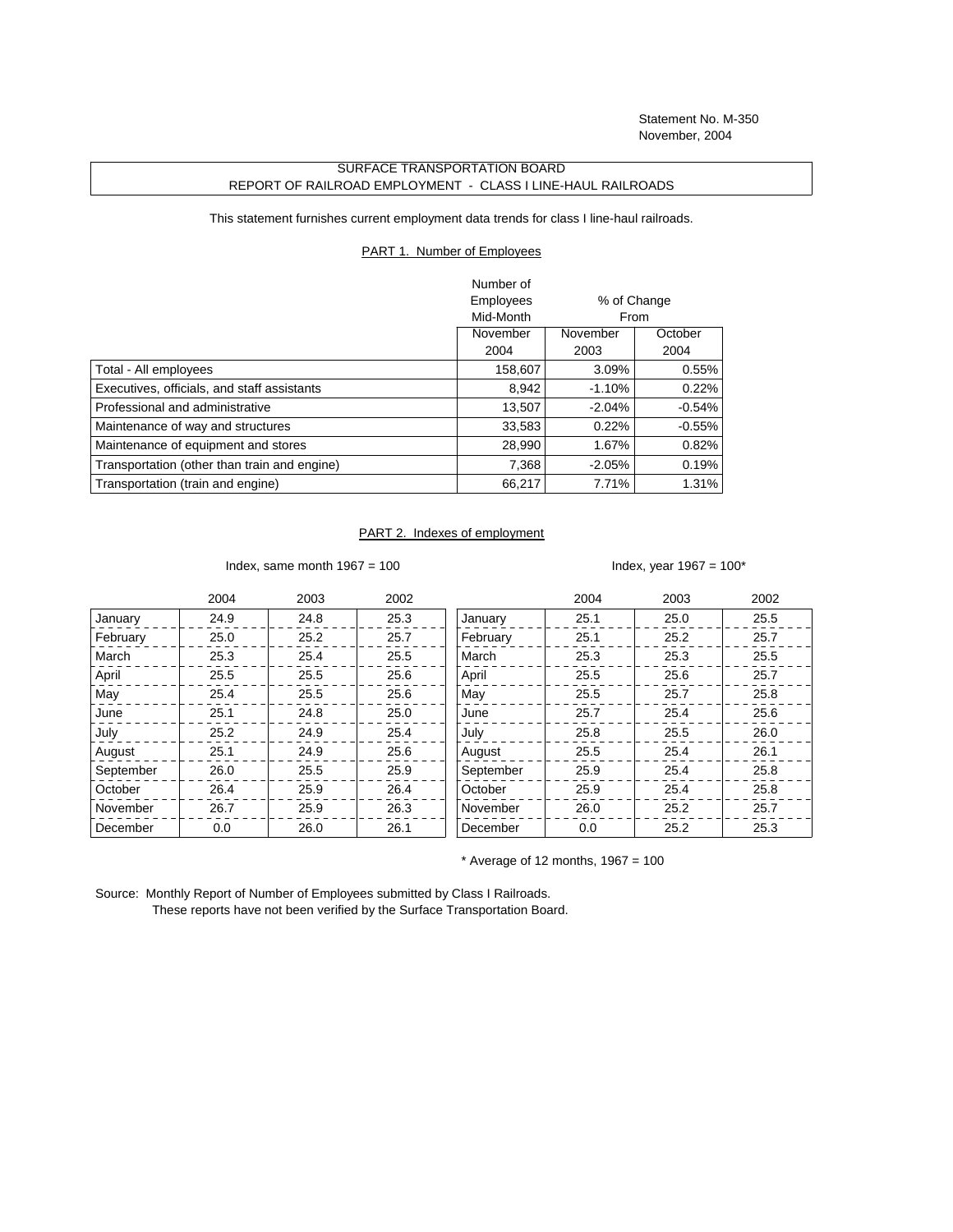Statement No. M-350
November, 2004

## SURFACE TRANSPORTATION BOARD
## REPORT OF RAILROAD EMPLOYMENT - CLASS I LINE-HAUL RAILROADS

This statement furnishes current employment data trends for class I line-haul railroads.

### PART 1. Number of Employees

| | Number of Employees Mid-Month | % of Change From | |
|---|---|---|---|
| | November 2004 | November 2003 | October 2004 |
| Total - All employees | 158,607 | 3.09% | 0.55% |
| Executives, officials, and staff assistants | 8,942 | -1.10% | 0.22% |
| Professional and administrative | 13,507 | -2.04% | -0.54% |
| Maintenance of way and structures | 33,583 | 0.22% | -0.55% |
| Maintenance of equipment and stores | 28,990 | 1.67% | 0.82% |
| Transportation (other than train and engine) | 7,368 | -2.05% | 0.19% |
| Transportation (train and engine) | 66,217 | 7.71% | 1.31% |

### PART 2. Indexes of employment

Index, same month 1967 = 100

| | 2004 | 2003 | 2002 |
|---|---|---|---|
| January | 24.9 | 24.8 | 25.3 |
| February | 25.0 | 25.2 | 25.7 |
| March | 25.3 | 25.4 | 25.5 |
| April | 25.5 | 25.5 | 25.6 |
| May | 25.4 | 25.5 | 25.6 |
| June | 25.1 | 24.8 | 25.0 |
| July | 25.2 | 24.9 | 25.4 |
| August | 25.1 | 24.9 | 25.6 |
| September | 26.0 | 25.5 | 25.9 |
| October | 26.4 | 25.9 | 26.4 |
| November | 26.7 | 25.9 | 26.3 |
| December | 0.0 | 26.0 | 26.1 |

Index, year 1967 = 100*

| | 2004 | 2003 | 2002 |
|---|---|---|---|
| January | 25.1 | 25.0 | 25.5 |
| February | 25.1 | 25.2 | 25.7 |
| March | 25.3 | 25.3 | 25.5 |
| April | 25.5 | 25.6 | 25.7 |
| May | 25.5 | 25.7 | 25.8 |
| June | 25.7 | 25.4 | 25.6 |
| July | 25.8 | 25.5 | 26.0 |
| August | 25.5 | 25.4 | 26.1 |
| September | 25.9 | 25.4 | 25.8 |
| October | 25.9 | 25.4 | 25.8 |
| November | 26.0 | 25.2 | 25.7 |
| December | 0.0 | 25.2 | 25.3 |

* Average of 12 months, 1967 = 100

Source: Monthly Report of Number of Employees submitted by Class I Railroads.
These reports have not been verified by the Surface Transportation Board.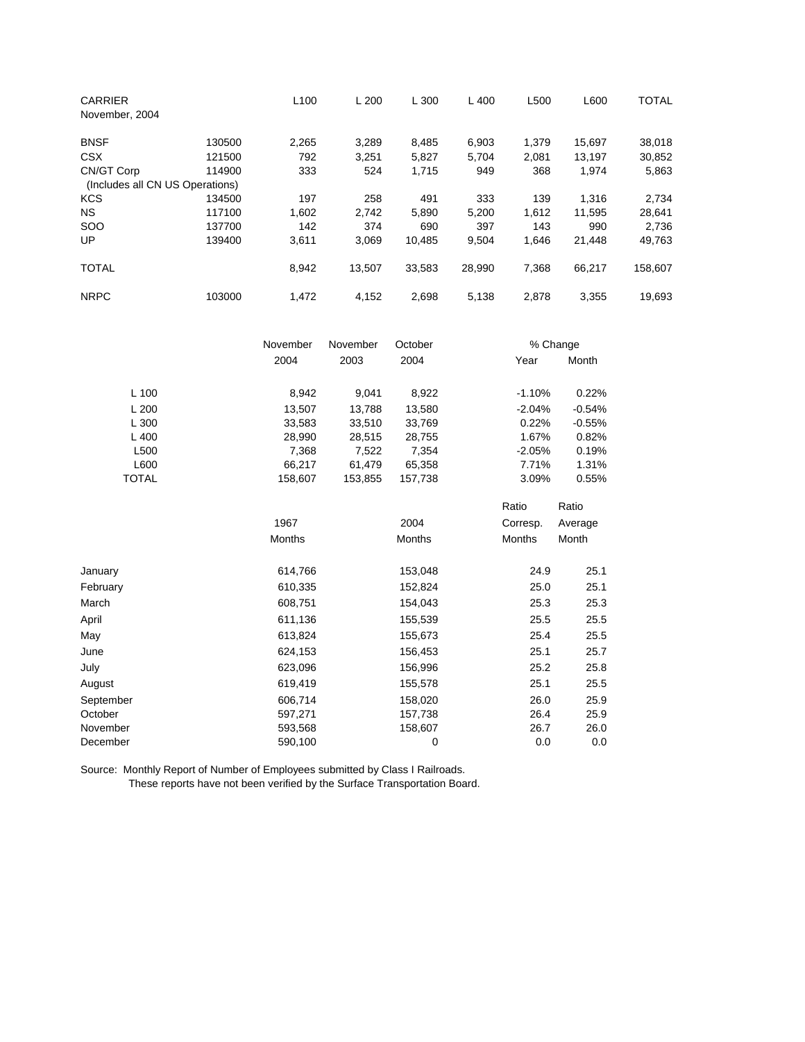| CARRIER November, 2004 | | L100 | L 200 | L 300 | L 400 | L500 | L600 | TOTAL |
|---|---|---|---|---|---|---|---|---|
| BNSF | 130500 | 2,265 | 3,289 | 8,485 | 6,903 | 1,379 | 15,697 | 38,018 |
| CSX | 121500 | 792 | 3,251 | 5,827 | 5,704 | 2,081 | 13,197 | 30,852 |
| CN/GT Corp (Includes all CN US Operations) | 114900 | 333 | 524 | 1,715 | 949 | 368 | 1,974 | 5,863 |
| KCS | 134500 | 197 | 258 | 491 | 333 | 139 | 1,316 | 2,734 |
| NS | 117100 | 1,602 | 2,742 | 5,890 | 5,200 | 1,612 | 11,595 | 28,641 |
| SOO | 137700 | 142 | 374 | 690 | 397 | 143 | 990 | 2,736 |
| UP | 139400 | 3,611 | 3,069 | 10,485 | 9,504 | 1,646 | 21,448 | 49,763 |
| TOTAL | | 8,942 | 13,507 | 33,583 | 28,990 | 7,368 | 66,217 | 158,607 |
| NRPC | 103000 | 1,472 | 4,152 | 2,698 | 5,138 | 2,878 | 3,355 | 19,693 |

| | November 2004 | November 2003 | October 2004 | % Change Year | % Change Month |
|---|---|---|---|---|---|
| L 100 | 8,942 | 9,041 | 8,922 | -1.10% | 0.22% |
| L 200 | 13,507 | 13,788 | 13,580 | -2.04% | -0.54% |
| L 300 | 33,583 | 33,510 | 33,769 | 0.22% | -0.55% |
| L 400 | 28,990 | 28,515 | 28,755 | 1.67% | 0.82% |
| L500 | 7,368 | 7,522 | 7,354 | -2.05% | 0.19% |
| L600 | 66,217 | 61,479 | 65,358 | 7.71% | 1.31% |
| TOTAL | 158,607 | 153,855 | 157,738 | 3.09% | 0.55% |

| | 1967 Months | 2004 Months | Ratio Corresp. Months | Ratio Average Month |
|---|---|---|---|---|
| January | 614,766 | 153,048 | 24.9 | 25.1 |
| February | 610,335 | 152,824 | 25.0 | 25.1 |
| March | 608,751 | 154,043 | 25.3 | 25.3 |
| April | 611,136 | 155,539 | 25.5 | 25.5 |
| May | 613,824 | 155,673 | 25.4 | 25.5 |
| June | 624,153 | 156,453 | 25.1 | 25.7 |
| July | 623,096 | 156,996 | 25.2 | 25.8 |
| August | 619,419 | 155,578 | 25.1 | 25.5 |
| September | 606,714 | 158,020 | 26.0 | 25.9 |
| October | 597,271 | 157,738 | 26.4 | 25.9 |
| November | 593,568 | 158,607 | 26.7 | 26.0 |
| December | 590,100 | 0 | 0.0 | 0.0 |

Source: Monthly Report of Number of Employees submitted by Class I Railroads.
These reports have not been verified by the Surface Transportation Board.